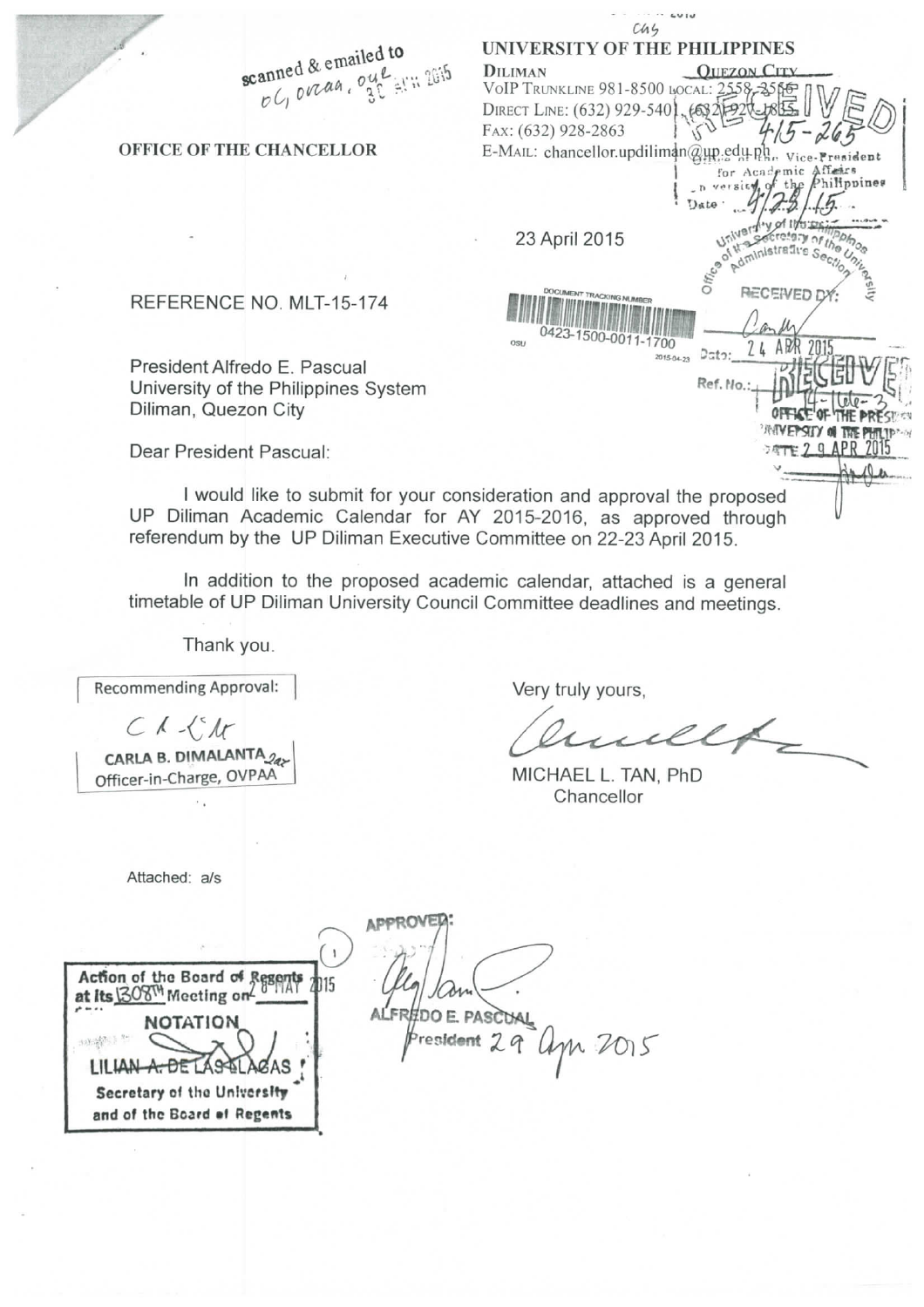scanned & emailed to OC, OVPAA, OUE 30 APR 2015

**OFFICE OF THE CHANCELLOR**

**UNIVERSITY OF THE PHILIPPINES**
**DILIMAN** QUEZON CITY
VOIP TRUNKLINE 981-8500 LOCAL: 2558, 2556
DIRECT LINE: (632) 929-5401, (632) 927-1835
FAX: (632) 928-2863
E-MAIL: chancellor.updiliman@up.edu.ph

RECEIVED Office of the Vice-President for Academic Affairs University of the Philippines Date: 4/28/15 415-265

23 April 2015

DOCUMENT TRACKING NUMBER 0423-1500-0011-1700 OSU 2015-04-23

Office of the Secretary of the University Administrative Section University of the Philippines RECEIVED BY: Date: 24 APR 2015 Ref. No.:

RECEIVED OFFICE OF THE PRESIDENT UNIVERSITY OF THE PHILIPPINES DATE: 29 APR 2015

REFERENCE NO. MLT-15-174

President Alfredo E. Pascual
University of the Philippines System
Diliman, Quezon City

Dear President Pascual:

I would like to submit for your consideration and approval the proposed UP Diliman Academic Calendar for AY 2015-2016, as approved through referendum by the UP Diliman Executive Committee on 22-23 April 2015.

In addition to the proposed academic calendar, attached is a general timetable of UP Diliman University Council Committee deadlines and meetings.

Thank you.

Recommending Approval:

**CARLA B. DIMALANTA**
Officer-in-Charge, OVPAA

Very truly yours,

MICHAEL L. TAN, PhD
Chancellor

Attached: a/s

Action of the Board of Regents at its 1308th Meeting on 28 MAY 2015
**NOTATION**
LILIAN A. DE LAS LLAGAS
Secretary of the University and of the Board of Regents

APPROVED:

ALFREDO E. PASCUAL
President 29 Apr 2015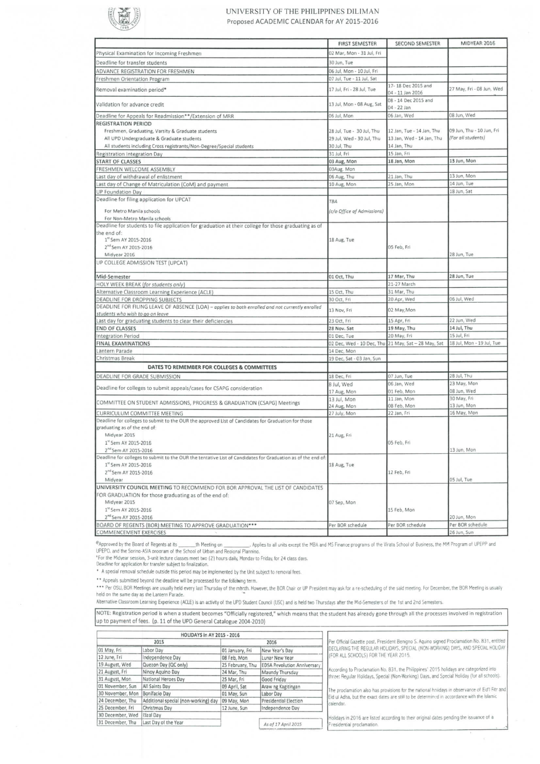# UNIVERSITY OF THE PHILIPPINES DILIMAN

## Proposed ACADEMIC CALENDAR for AY 2015-2016

| | FIRST SEMESTER | SECOND SEMESTER | MIDYEAR 2016 |
|---|---|---|---|
| Physical Examination for Incoming Freshmen | 02 Mar, Mon - 31 Jul, Fri | | |
| Deadline for transfer students | 30 Jun, Tue | | |
| ADVANCE REGISTRATION FOR FRESHMEN | 06 Jul, Mon - 10 Jul, Fri | | |
| Freshmen Orientation Program | 07 Jul, Tue - 11 Jul, Sat | | |
| Removal examination period* | 17 Jul, Fri - 28 Jul, Tue | 17- 18 Dec 2015 and 04 - 11 Jan 2016 | 27 May, Fri - 08 Jun, Wed |
| Validation for advance credit | 13 Jul, Mon - 08 Aug, Sat | 08 - 14 Dec 2015 and 04 - 22 Jan | |
| Deadline for Appeals for Readmission**/Extension of MRR | 06 Jul, Mon | 06 Jan, Wed | 08 Jun, Wed |
| **REGISTRATION PERIOD** | | | |
| Freshmen, Graduating, Varsity & Graduate students | 28 Jul, Tue - 30 Jul, Thu | 12 Jan, Tue - 14 Jan, Thu | 09 Jun, Thu - 10 Jun, Fri |
| All UPD Undergraduate & Graduate students | 29 Jul, Wed - 30 Jul, Thu | 13 Jan, Wed - 14 Jan, Thu | *(For all students)* |
| All students including Cross registrants/Non-Degree/Special students | 30 Jul, Thu | 14 Jan, Thu | |
| Registration Integration Day | 31 Jul, Fri | 15 Jan, Fri | |
| **START OF CLASSES** | **03 Aug, Mon** | **18 Jan, Mon** | **13 Jun, Mon** |
| FRESHMEN WELCOME ASSEMBLY | 03Aug. Mon | | |
| Last day of withdrawal of enlistment | 06 Aug, Thu | 21 Jan, Thu | 13 Jun, Mon |
| Last day of Change of Matriculation (CoM) and payment | 10 Aug, Mon | 25 Jan, Mon | 14 Jun, Tue |
| UP Foundation Day | | | 18 Jun, Sat |
| Deadline for filing application for UPCAT | *TBA* | | |
| For Metro Manila schools | *(c/o Office of Admissions)* | | |
| For Non-Metro Manila schools | | | |
| Deadline for students to file application for graduation at their college for those graduating as of the end of: | | | |
| 1st Sem AY 2015-2016 | 18 Aug, Tue | | |
| 2nd Sem AY 2015-2016 | | 05 Feb, Fri | |
| Midyear 2016 | | | 28 Jun, Tue |
| UP COLLEGE ADMISSION TEST (UPCAT) | | | |
| **Mid-Semester** | **01 Oct, Thu** | **17 Mar, Thu** | **28 Jun, Tue** |
| HOLY WEEK BREAK *(for students only)* | | 21-27 March | |
| Alternative Classroom Learning Experience (ACLE) | 15 Oct, Thu | 31 Mar, Thu | |
| DEADLINE FOR DROPPING SUBJECTS | 30 Oct, Fri | 20 Apr, Wed | 06 Jul, Wed |
| DEADLINE FOR FILING LEAVE OF ABSENCE (LOA) – *applies to both enrolled and not currently enrolled students who wish to go on leave* | 13 Nov, Fri | 02 May,Mon | |
| Last day for graduating students to clear their deficiencies | 23 Oct, Fri | 15 Apr, Fri | 22 Jun, Wed |
| **END OF CLASSES** | **28 Nov. Sat** | **19 May, Thu** | **14 Jul, Thu** |
| Integration Period | 01 Dec, Tue | 20 May, Fri | 15 Jul, Fri |
| **FINAL EXAMINATIONS** | 02 Dec, Wed - 10 Dec, Thu | 21 May, Sat – 28 May, Sat | 18 Jul, Mon - 19 Jul, Tue |
| Lantern Parade | 14 Dec, Mon | | |
| Christmas Break | 19 Dec, Sat - 03 Jan, Sun | | |
| **DATES TO REMEMBER FOR COLLEGES & COMMITTEES** | | | |
| DEADLINE FOR GRADE SUBMISSION | 18 Dec, Fri | 07 Jun, Tue | 28 Jul, Thu |
| Deadline for colleges to submit appeals/cases for CSAPG consideration | 8 Jul, Wed<br>17 Aug, Mon | 06 Jan, Wed<br>01 Feb, Mon | 23 May, Mon<br>08 Jun, Wed |
| COMMITTEE ON STUDENT ADMISSIONS, PROGRESS & GRADUATION (CSAPG) Meetings | 13 Jul, Mon<br>24 Aug, Mon | 11 Jan, Mon<br>08 Feb, Mon | 30 May, Fri<br>13 Jun, Mon |
| CURRICULUM COMMITTEE MEETING | 27 July, Mon | 22 Jan, Fri | 16 May, Mon |
| Deadline for colleges to submit to the OUR the approved List of Candidates for Graduation for those graduating as of the end of: | | | |
| Midyear 2015 | 21 Aug, Fri | | |
| 1st Sem AY 2015-2016 | | 05 Feb, Fri | |
| 2nd Sem AY 2015-2016 | | | 13 Jun, Mon |
| Deadline for colleges to submit to the OUR the tentative List of Candidates for Graduation as of the end of: | | | |
| 1st Sem AY 2015-2016 | 18 Aug, Tue | | |
| 2nd Sem AY 2015-2016 | | 12 Feb, Fri | |
| Midyear | | | 05 Jul, Tue |
| **UNIVERSITY COUNCIL MEETING** TO RECOMMEND FOR BOR APPROVAL THE LIST OF CANDIDATES FOR GRADUATION for those graduating as of the end of: | | | |
| Midyear 2015 | 07 Sep, Mon | | |
| 1st Sem AY 2015-2016 | | 15 Feb, Mon | |
| 2nd Sem AY 2015-2016 | | | 20 Jun, Mon |
| BOARD OF REGENTS (BOR) MEETING TO APPROVE GRADUATION*** | Per BOR schedule | Per BOR schedule | Per BOR schedule |
| COMMENCEMENT EXERCISES | | | 26 Jun, Sun |

@Approved by the Board of Regents at its ______th Meeting on __________. Applies to all units except the MBA and MS Finance programs of the Virata School of Business, the MM Program of UPEPP and UPEPO, and the Sorino-ASIA program of the School of Urban and Regional Planning.

°For the Midyear session, 3-unit lecture classes meet two (2) hours daily, Monday to Friday, for 24 class days.

Deadline for application for transfer subject to finalization.

\* A special removal schedule outside this period may be implemented by the Unit subject to removal fees.

\*\* Appeals submitted beyond the deadline will be processed for the following term.

\*\*\* Per OSU, BOR Meetings are usually held every last Thursday of the month. However, the BOR Chair or UP President may ask for a re-scheduling of the said meeting. For December, the BOR Meeting is usually held on the same day as the Lantern Parade.

Alternative Classroom Learning Experience (ACLE) is an activity of the UPD Student Council (USC) and is held two Thursdays after the Mid-Semesters of the 1st and 2nd Semesters.

NOTE: Registration period is when a student becomes "Officially registered," which means that the student has already gone through all the processes involved in registration up to payment of fees. (p. 11 of the UPD General Catalogue 2004-2010)

| HOLIDAYS in AY 2015 - 2016 | | | |
|---|---|---|---|
| 2015 | | 2016 | |
| 01 May, Fri | Labor Day | 01 January, Fri | New Year's Day |
| 12 June, Fri | Independence Day | 08 Feb, Mon | Lunar New Year |
| 19 August, Wed | Quezon Day (QC only) | 25 February, Thu | EDSA Revolution Anniversary |
| 21 August, Fri | Ninoy Aquino Day | 24 Mar, Thu | Maundy Thursday |
| 31 August, Mon | National Heroes Day | 25 Mar, Fri | Good Friday |
| 01 November, Sun | All Saints Day | 09 April, Sat | Araw ng Kagitingan |
| 30 November, Mon | Bonifacio Day | 01 May, Sun | Labor Day |
| 24 December, Thu | Additional special (non-working) day | 09 May, Mon | Presidential Election |
| 25 December, Fri | Christmas Day | 12 June, Sun | Independence Day |
| 30 December, Wed | Rizal Day | | |
| 31 December, Thu | Last Day of the Year | | *As of 17 April 2015* |

Per Official Gazette post, President Benigno S. Aquino signed Proclamation No. 831, entitled DECLARING THE REGULAR HOLIDAYS, SPECIAL (NON-WORKING) DAYS, AND SPECIAL HOLIDAY (FOR ALL SCHOOLS) FOR THE YEAR 2015.

According to Proclamation No. 831, the Philippines' 2015 holidays are categorized into three: Regular Holidays, Special (Non-Working) Days, and Special Holiday (for all schools).

The proclamation also has provisions for the national holidays in observance of Eid'l Fitr and Eid ul Adha, but the exact dates are still to be determined in accordance with the Islamic calendar.

Holidays in 2016 are listed according to their original dates pending the issuance of a Presidential proclamation.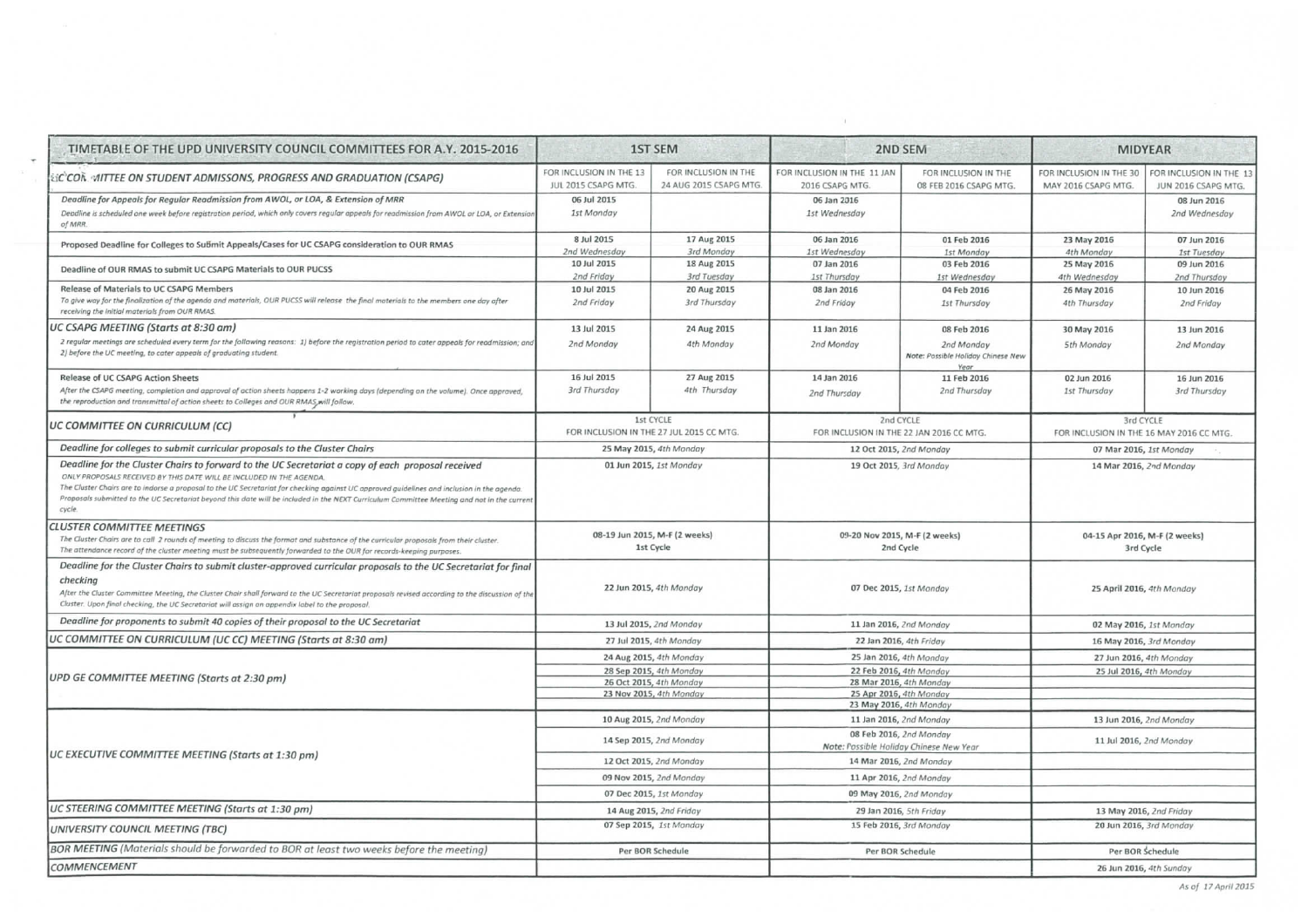| TIMETABLE OF THE UPD UNIVERSITY COUNCIL COMMITTEES FOR A.Y. 2015-2016 | 1ST SEM | | 2ND SEM | | MIDYEAR | |
|---|---|---|---|---|---|---|
| UC COMMITTEE ON STUDENT ADMISSONS, PROGRESS AND GRADUATION (CSAPG) | FOR INCLUSION IN THE 13 JUL 2015 CSAPG MTG. | FOR INCLUSION IN THE 24 AUG 2015 CSAPG MTG. | FOR INCLUSION IN THE 11 JAN 2016 CSAPG MTG. | FOR INCLUSION IN THE 08 FEB 2016 CSAPG MTG. | FOR INCLUSION IN THE 30 MAY 2016 CSAPG MTG. | FOR INCLUSION IN THE 13 JUN 2016 CSAPG MTG. |
| *Deadline for Appeals for Regular Readmission from AWOL, or LOA, & Extension of MRR* *Deadline is scheduled one week before registration period, which only covers regular appeals for readmission from AWOL or LOA, or Extension of MRR.* | 06 Jul 2015 *1st Monday* | | 06 Jan 2016 *1st Wednesday* | | | 08 Jun 2016 *2nd Wednesday* |
| Proposed Deadline for Colleges to Submit Appeals/Cases for UC CSAPG consideration to OUR RMAS | 8 Jul 2015 *2nd Wednesday* | 17 Aug 2015 *3rd Monday* | 06 Jan 2016 *1st Wednesday* | 01 Feb 2016 *1st Monday* | 23 May 2016 *4th Monday* | 07 Jun 2016 *1st Tuesday* |
| Deadline of OUR RMAS to submit UC CSAPG Materials to OUR PUCSS | 10 Jul 2015 *2nd Friday* | 18 Aug 2015 *3rd Tuesday* | 07 Jan 2016 *1st Thursday* | 03 Feb 2016 *1st Wednesday* | 25 May 2016 *4th Wednesday* | 09 Jun 2016 *2nd Thursday* |
| Release of Materials to UC CSAPG Members *To give way for the finalization of the agenda and materials, OUR PUCSS will release the final materials to the members one day after receiving the initial materials from OUR RMAS.* | 10 Jul 2015 *2nd Friday* | 20 Aug 2015 *3rd Thursday* | 08 Jan 2016 *2nd Friday* | 04 Feb 2016 *1st Thursday* | 26 May 2016 *4th Thursday* | 10 Jun 2016 *2nd Friday* |
| UC CSAPG MEETING (Starts at 8:30 am) *2 regular meetings are scheduled every term for the following reasons: 1) before the registration period to cater appeals for readmission; and 2) before the UC meeting, to cater appeals of graduating student.* | 13 Jul 2015 *2nd Monday* | 24 Aug 2015 *4th Monday* | 11 Jan 2016 *2nd Monday* | 08 Feb 2016 *2nd Monday* *Note: Possible Holiday Chinese New Year* | 30 May 2016 *5th Monday* | 13 Jun 2016 *2nd Monday* |
| Release of UC CSAPG Action Sheets *After the CSAPG meeting, completion and approval of action sheets happens 1-2 working days (depending on the volume). Once approved, the reproduction and transmittal of action sheets to Colleges and OUR RMAS will follow.* | 16 Jul 2015 *3rd Thursday* | 27 Aug 2015 *4th Thursday* | 14 Jan 2016 *2nd Thursday* | 11 Feb 2016 *2nd Thursday* | 02 Jun 2016 *1st Thursday* | 16 Jun 2016 *3rd Thursday* |
| *UC COMMITTEE ON CURRICULUM (CC)* | 1st CYCLE FOR INCLUSION IN THE 27 JUL 2015 CC MTG. | | 2nd CYCLE FOR INCLUSION IN THE 22 JAN 2016 CC MTG. | | 3rd CYCLE FOR INCLUSION IN THE 16 MAY 2016 CC MTG. | |
| *Deadline for colleges to submit curricular proposals to the Cluster Chairs* | 25 May 2015, *4th Monday* | | 12 Oct 2015, *2nd Monday* | | 07 Mar 2016, *1st Monday* | |
| *Deadline for the Cluster Chairs to forward to the UC Secretariat a copy of each proposal received* *ONLY PROPOSALS RECEIVED BY THIS DATE WILL BE INCLUDED IN THE AGENDA. The Cluster Chairs are to indorse a proposal to the UC Secretariat for checking against UC approved guidelines and inclusion in the agenda. Proposals submitted to the UC Secretariat beyond this date will be included in the NEXT Curriculum Committee Meeting and not in the current cycle.* | 01 Jun 2015, *1st Monday* | | 19 Oct 2015, *3rd Monday* | | 14 Mar 2016, *2nd Monday* | |
| *CLUSTER COMMITTEE MEETINGS* *The Cluster Chairs are to call 2 rounds of meeting to discuss the format and substance of the curricular proposals from their cluster. The attendance record of the cluster meeting must be subsequently forwarded to the OUR for records-keeping purposes.* | 08-19 Jun 2015, M-F (2 weeks) 1st Cycle | | 09-20 Nov 2015, M-F (2 weeks) 2nd Cycle | | 04-15 Apr 2016, M-F (2 weeks) 3rd Cycle | |
| *Deadline for the Cluster Chairs to submit cluster-approved curricular proposals to the UC Secretariat for final checking* *After the Cluster Committee Meeting, the Cluster Chair shall forward to the UC Secretariat proposals revised according to the discussion of the Cluster. Upon final checking, the UC Secretariat will assign an appendix label to the proposal.* | 22 Jun 2015, *4th Monday* | | 07 Dec 2015, *1st Monday* | | 25 April 2016, *4th Monday* | |
| *Deadline for proponents to submit 40 copies of their proposal to the UC Secretariat* | 13 Jul 2015, *2nd Monday* | | 11 Jan 2016, *2nd Monday* | | 02 May 2016, *1st Monday* | |
| *UC COMMITTEE ON CURRICULUM (UC CC) MEETING (Starts at 8:30 am)* | 27 Jul 2015, *4th Monday* | | 22 Jan 2016, *4th Friday* | | 16 May 2016, *3rd Monday* | |
| *UPD GE COMMITTEE MEETING (Starts at 2:30 pm)* | 24 Aug 2015, *4th Monday*; 28 Sep 2015, *4th Monday*; 26 Oct 2015, *4th Monday*; 23 Nov 2015, *4th Monday* | | 25 Jan 2016, *4th Monday*; 22 Feb 2016, *4th Monday*; 28 Mar 2016, *4th Monday*; 25 Apr 2016, *4th Monday*; 23 May 2016, *4th Monday* | | 27 Jun 2016, *4th Monday*; 25 Jul 2016, *4th Monday* | |
| *UC EXECUTIVE COMMITTEE MEETING (Starts at 1:30 pm)* | 10 Aug 2015, *2nd Monday*; 14 Sep 2015, *2nd Monday*; 12 Oct 2015, *2nd Monday*; 09 Nov 2015, *2nd Monday*; 07 Dec 2015, *1st Monday* | | 11 Jan 2016, *2nd Monday*; 08 Feb 2016, *2nd Monday* *Note: Possible Holiday Chinese New Year*; 14 Mar 2016, *2nd Monday*; 11 Apr 2016, *2nd Monday*; 09 May 2016, *2nd Monday* | | 13 Jun 2016, *2nd Monday*; 11 Jul 2016, *2nd Monday* | |
| *UC STEERING COMMITTEE MEETING (Starts at 1:30 pm)* | 14 Aug 2015, *2nd Friday* | | 29 Jan 2016, *5th Friday* | | 13 May 2016, *2nd Friday* | |
| *UNIVERSITY COUNCIL MEETING (TBC)* | 07 Sep 2015, *1st Monday* | | 15 Feb 2016, *3rd Monday* | | 20 Jun 2016, *3rd Monday* | |
| *BOR MEETING (Materials should be forwarded to BOR at least two weeks before the meeting)* | Per BOR Schedule | | Per BOR Schedule | | Per BOR Schedule | |
| *COMMENCEMENT* | | | | | 26 Jun 2016, *4th Sunday* | |

*As of 17 April 2015*